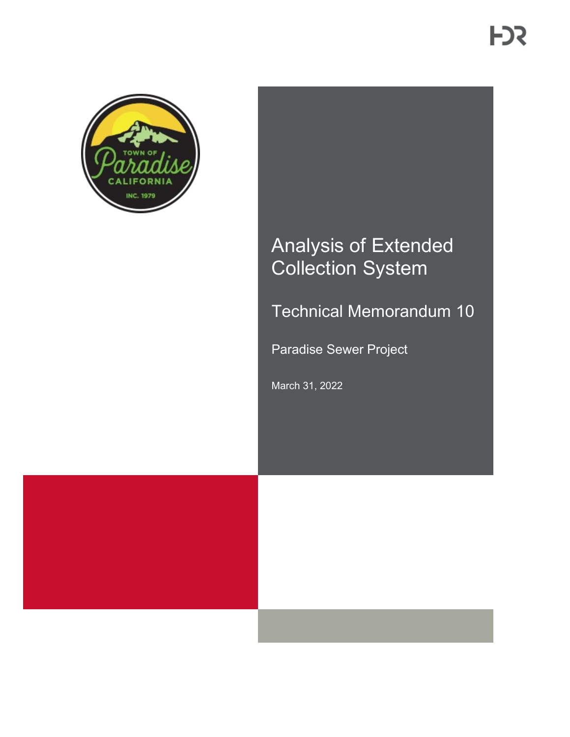# Analysis of Extended Collection System

## Technical Memorandum 10

Paradise Sewer Project

March 31, 2022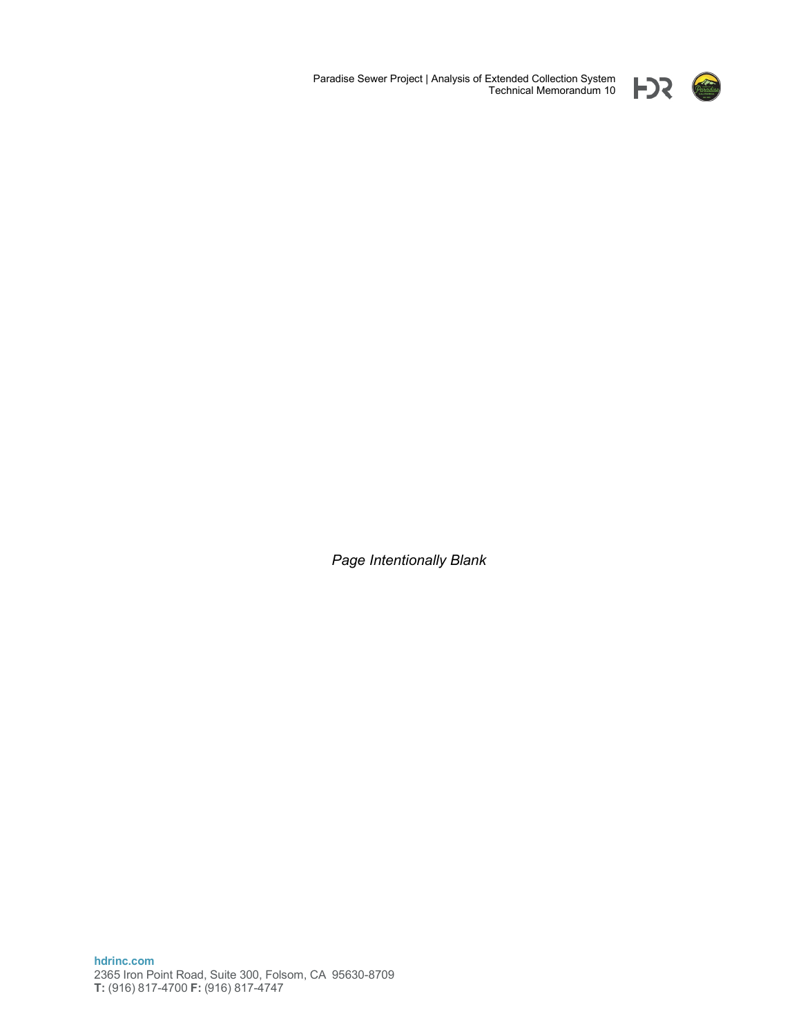*Page Intentionally Blank*

**hdrinc.com**
2365 Iron Point Road, Suite 300, Folsom, CA 95630-8709
**T:** (916) 817-4700 **F:** (916) 817-4747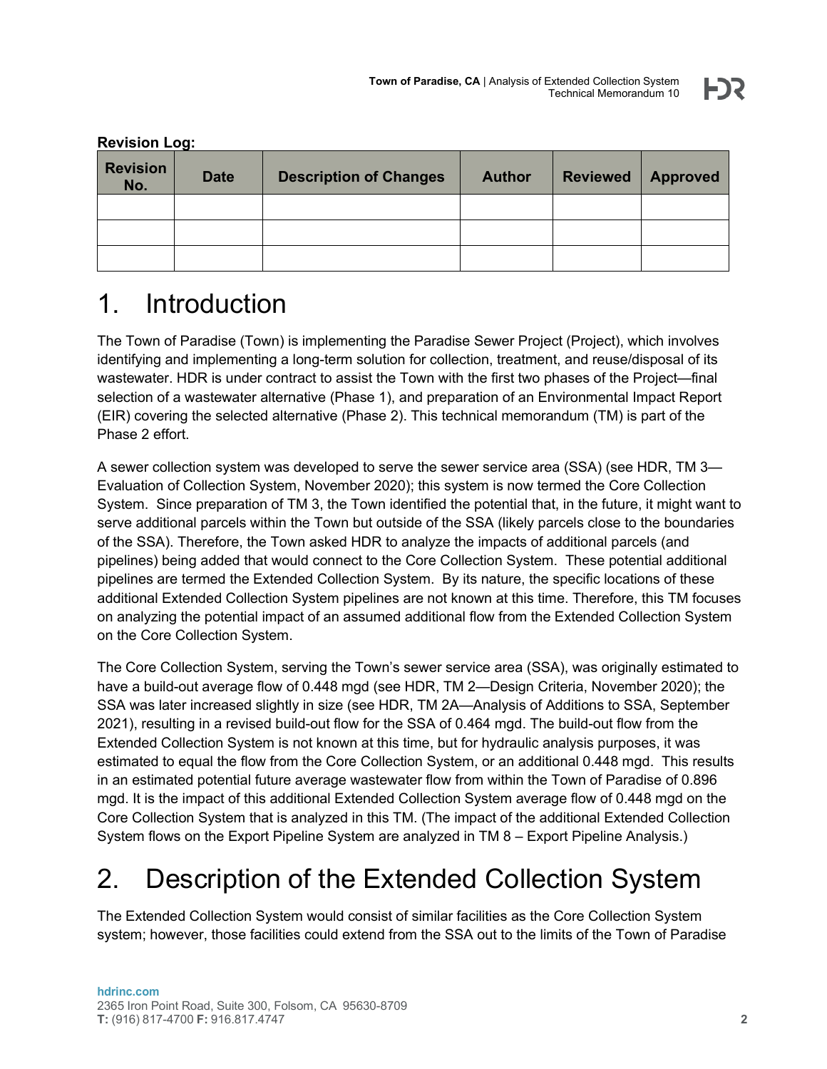**Revision Log:**

| Revision No. | Date | Description of Changes | Author | Reviewed | Approved |
|---|---|---|---|---|---|
| | | | | | |
| | | | | | |
| | | | | | |

# 1. Introduction

The Town of Paradise (Town) is implementing the Paradise Sewer Project (Project), which involves identifying and implementing a long-term solution for collection, treatment, and reuse/disposal of its wastewater. HDR is under contract to assist the Town with the first two phases of the Project—final selection of a wastewater alternative (Phase 1), and preparation of an Environmental Impact Report (EIR) covering the selected alternative (Phase 2). This technical memorandum (TM) is part of the Phase 2 effort.

A sewer collection system was developed to serve the sewer service area (SSA) (see HDR, TM 3—Evaluation of Collection System, November 2020); this system is now termed the Core Collection System. Since preparation of TM 3, the Town identified the potential that, in the future, it might want to serve additional parcels within the Town but outside of the SSA (likely parcels close to the boundaries of the SSA). Therefore, the Town asked HDR to analyze the impacts of additional parcels (and pipelines) being added that would connect to the Core Collection System. These potential additional pipelines are termed the Extended Collection System. By its nature, the specific locations of these additional Extended Collection System pipelines are not known at this time. Therefore, this TM focuses on analyzing the potential impact of an assumed additional flow from the Extended Collection System on the Core Collection System.

The Core Collection System, serving the Town's sewer service area (SSA), was originally estimated to have a build-out average flow of 0.448 mgd (see HDR, TM 2—Design Criteria, November 2020); the SSA was later increased slightly in size (see HDR, TM 2A—Analysis of Additions to SSA, September 2021), resulting in a revised build-out flow for the SSA of 0.464 mgd. The build-out flow from the Extended Collection System is not known at this time, but for hydraulic analysis purposes, it was estimated to equal the flow from the Core Collection System, or an additional 0.448 mgd. This results in an estimated potential future average wastewater flow from within the Town of Paradise of 0.896 mgd. It is the impact of this additional Extended Collection System average flow of 0.448 mgd on the Core Collection System that is analyzed in this TM. (The impact of the additional Extended Collection System flows on the Export Pipeline System are analyzed in TM 8 – Export Pipeline Analysis.)

# 2. Description of the Extended Collection System

The Extended Collection System would consist of similar facilities as the Core Collection System system; however, those facilities could extend from the SSA out to the limits of the Town of Paradise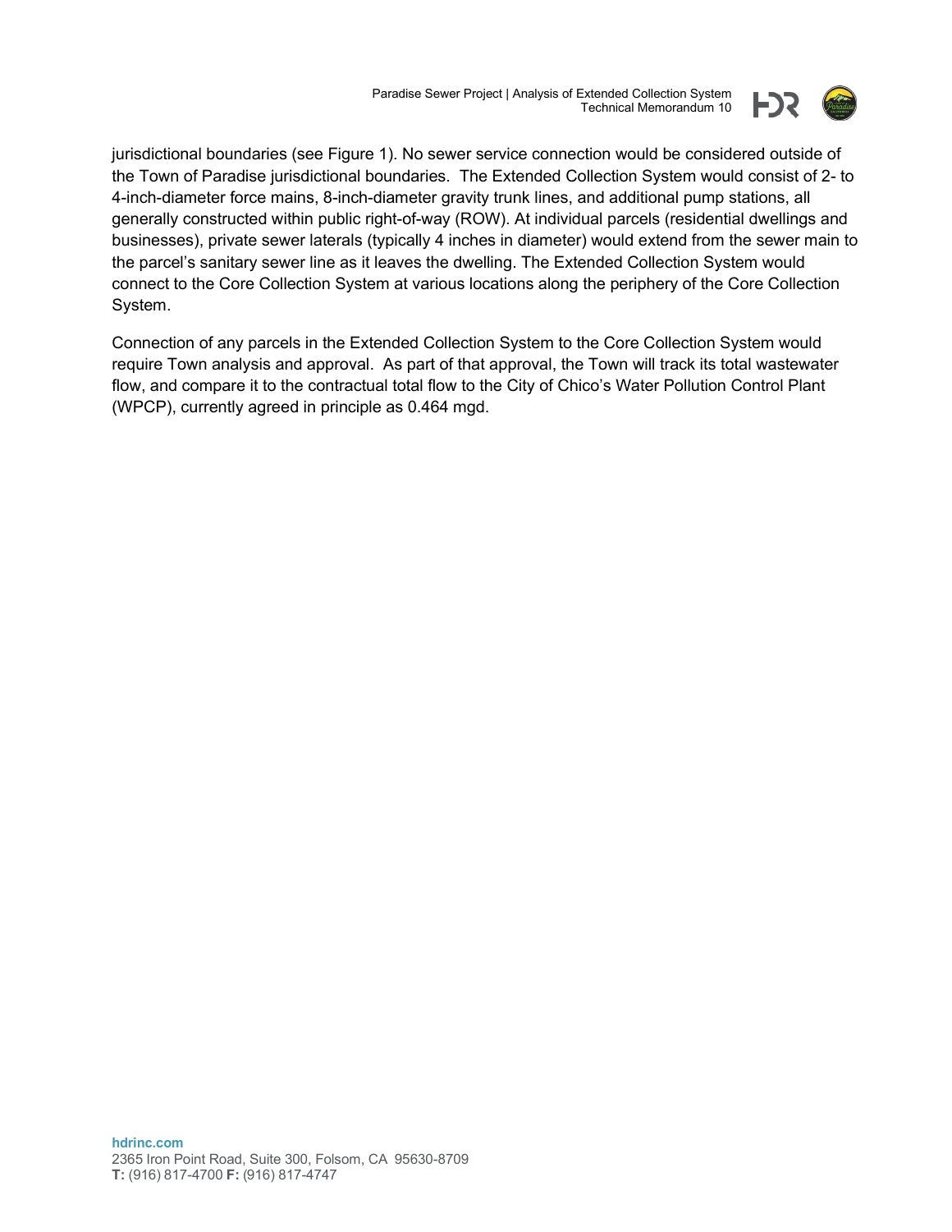jurisdictional boundaries (see Figure 1). No sewer service connection would be considered outside of the Town of Paradise jurisdictional boundaries. The Extended Collection System would consist of 2- to 4-inch-diameter force mains, 8-inch-diameter gravity trunk lines, and additional pump stations, all generally constructed within public right-of-way (ROW). At individual parcels (residential dwellings and businesses), private sewer laterals (typically 4 inches in diameter) would extend from the sewer main to the parcel's sanitary sewer line as it leaves the dwelling. The Extended Collection System would connect to the Core Collection System at various locations along the periphery of the Core Collection System.

Connection of any parcels in the Extended Collection System to the Core Collection System would require Town analysis and approval. As part of that approval, the Town will track its total wastewater flow, and compare it to the contractual total flow to the City of Chico's Water Pollution Control Plant (WPCP), currently agreed in principle as 0.464 mgd.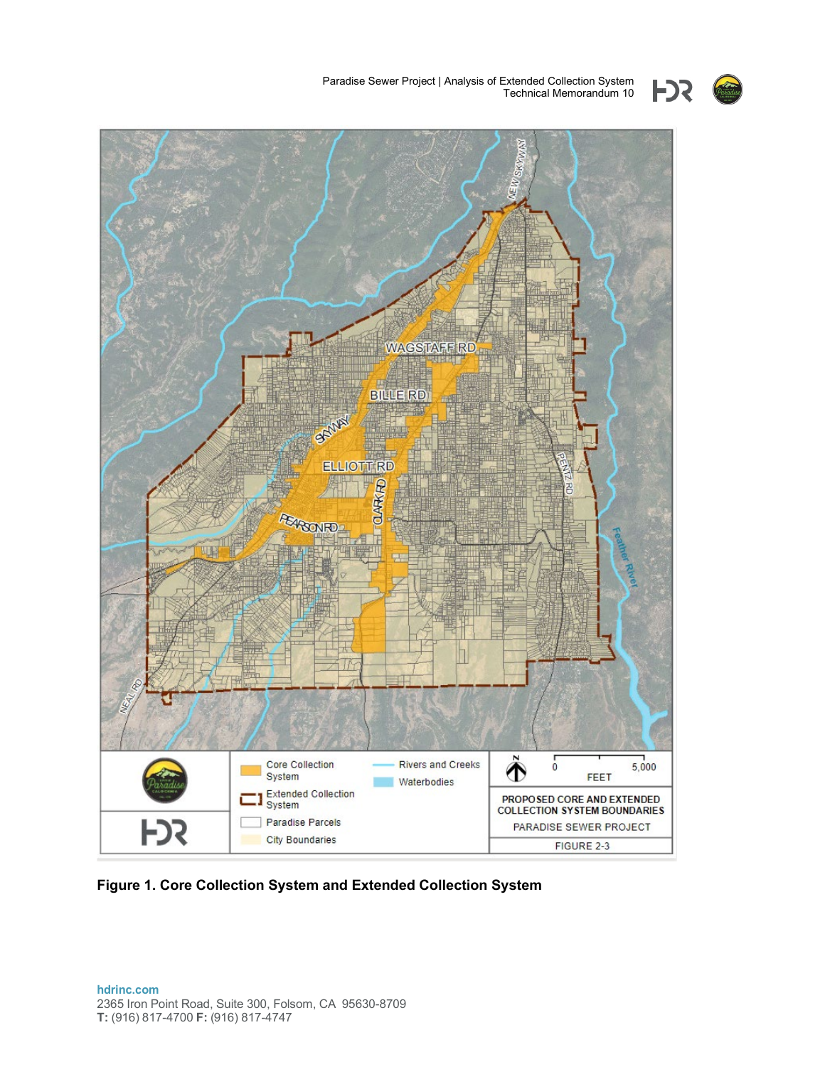**Figure 1. Core Collection System and Extended Collection System**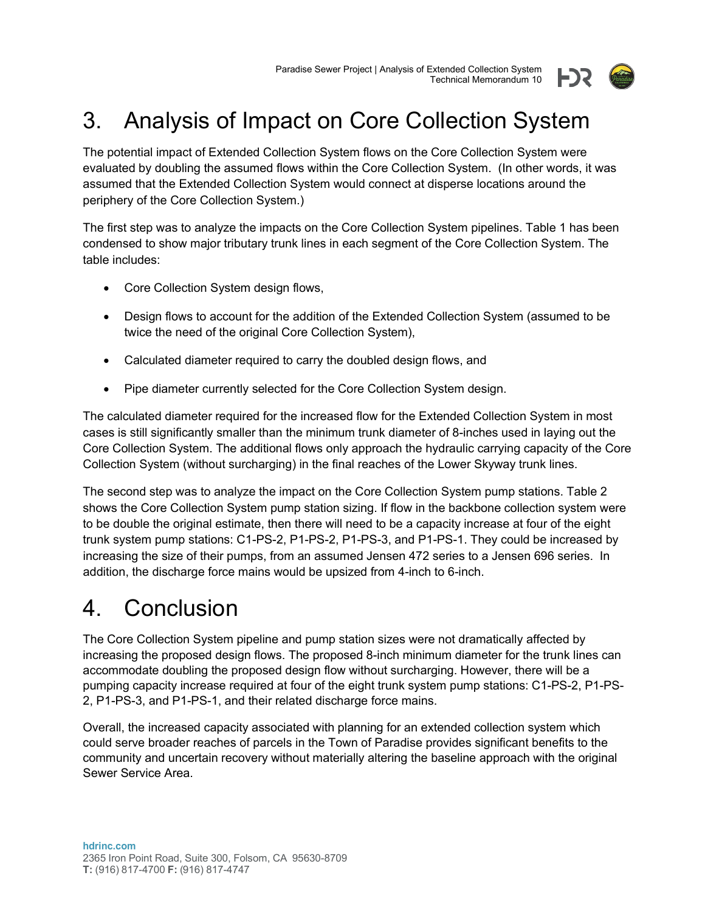# 3. Analysis of Impact on Core Collection System

The potential impact of Extended Collection System flows on the Core Collection System were evaluated by doubling the assumed flows within the Core Collection System. (In other words, it was assumed that the Extended Collection System would connect at disperse locations around the periphery of the Core Collection System.)

The first step was to analyze the impacts on the Core Collection System pipelines. Table 1 has been condensed to show major tributary trunk lines in each segment of the Core Collection System. The table includes:

- Core Collection System design flows,
- Design flows to account for the addition of the Extended Collection System (assumed to be twice the need of the original Core Collection System),
- Calculated diameter required to carry the doubled design flows, and
- Pipe diameter currently selected for the Core Collection System design.

The calculated diameter required for the increased flow for the Extended Collection System in most cases is still significantly smaller than the minimum trunk diameter of 8-inches used in laying out the Core Collection System. The additional flows only approach the hydraulic carrying capacity of the Core Collection System (without surcharging) in the final reaches of the Lower Skyway trunk lines.

The second step was to analyze the impact on the Core Collection System pump stations. Table 2 shows the Core Collection System pump station sizing. If flow in the backbone collection system were to be double the original estimate, then there will need to be a capacity increase at four of the eight trunk system pump stations: C1-PS-2, P1-PS-2, P1-PS-3, and P1-PS-1. They could be increased by increasing the size of their pumps, from an assumed Jensen 472 series to a Jensen 696 series. In addition, the discharge force mains would be upsized from 4-inch to 6-inch.

# 4. Conclusion

The Core Collection System pipeline and pump station sizes were not dramatically affected by increasing the proposed design flows. The proposed 8-inch minimum diameter for the trunk lines can accommodate doubling the proposed design flow without surcharging. However, there will be a pumping capacity increase required at four of the eight trunk system pump stations: C1-PS-2, P1-PS-2, P1-PS-3, and P1-PS-1, and their related discharge force mains.

Overall, the increased capacity associated with planning for an extended collection system which could serve broader reaches of parcels in the Town of Paradise provides significant benefits to the community and uncertain recovery without materially altering the baseline approach with the original Sewer Service Area.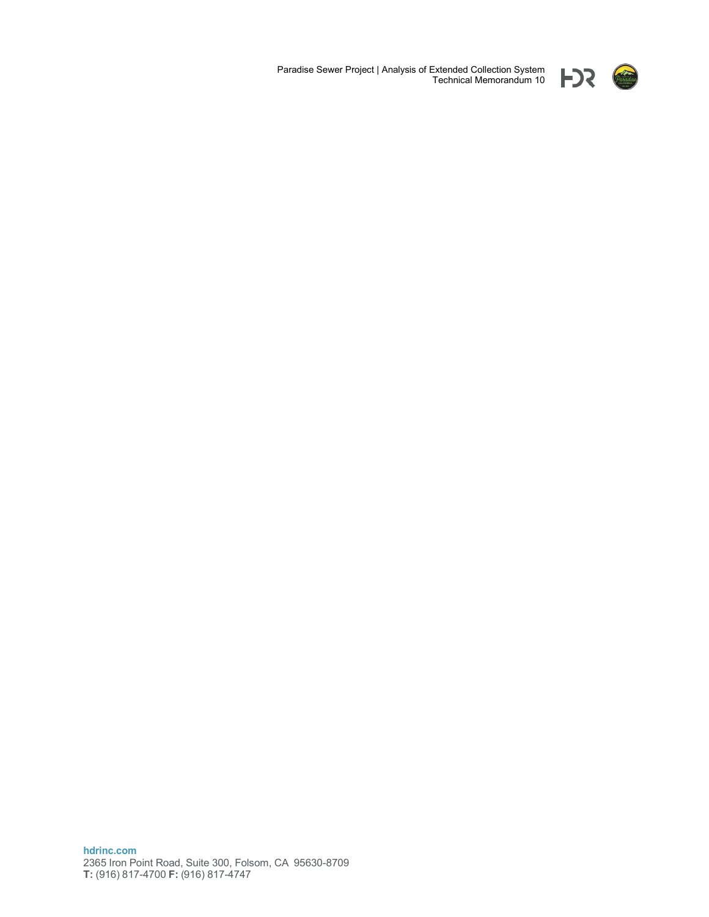hdrinc.com

2365 Iron Point Road, Suite 300, Folsom, CA 95630-8709

**T:** (916) 817-4700 **F:** (916) 817-4747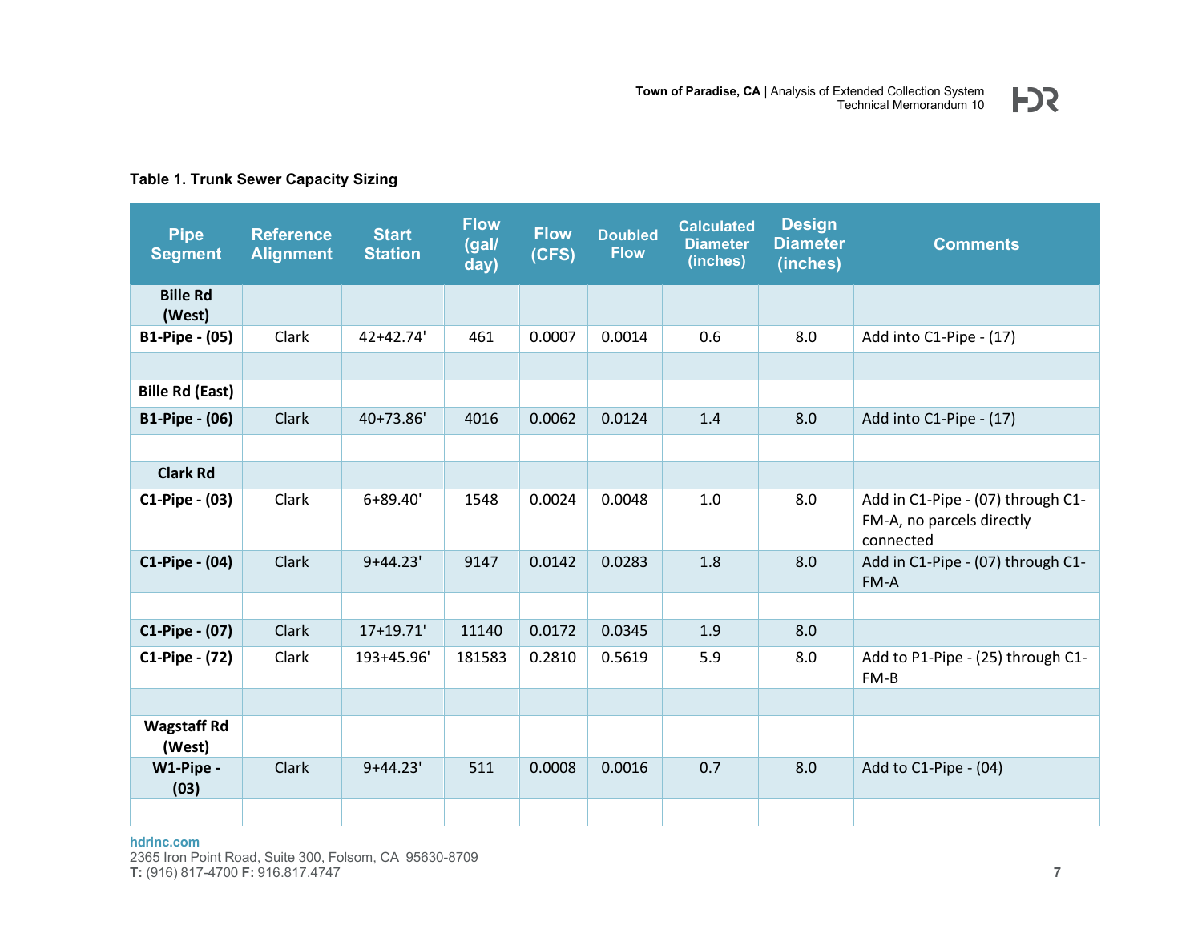**Table 1. Trunk Sewer Capacity Sizing**

| Pipe Segment | Reference Alignment | Start Station | Flow (gal/ day) | Flow (CFS) | Doubled Flow | Calculated Diameter (inches) | Design Diameter (inches) | Comments |
|---|---|---|---|---|---|---|---|---|
| **Bille Rd (West)** | | | | | | | | |
| **B1-Pipe - (05)** | Clark | 42+42.74' | 461 | 0.0007 | 0.0014 | 0.6 | 8.0 | Add into C1-Pipe - (17) |
| | | | | | | | | |
| **Bille Rd (East)** | | | | | | | | |
| **B1-Pipe - (06)** | Clark | 40+73.86' | 4016 | 0.0062 | 0.0124 | 1.4 | 8.0 | Add into C1-Pipe - (17) |
| | | | | | | | | |
| **Clark Rd** | | | | | | | | |
| **C1-Pipe - (03)** | Clark | 6+89.40' | 1548 | 0.0024 | 0.0048 | 1.0 | 8.0 | Add in C1-Pipe - (07) through C1-FM-A, no parcels directly connected |
| **C1-Pipe - (04)** | Clark | 9+44.23' | 9147 | 0.0142 | 0.0283 | 1.8 | 8.0 | Add in C1-Pipe - (07) through C1-FM-A |
| | | | | | | | | |
| **C1-Pipe - (07)** | Clark | 17+19.71' | 11140 | 0.0172 | 0.0345 | 1.9 | 8.0 | |
| **C1-Pipe - (72)** | Clark | 193+45.96' | 181583 | 0.2810 | 0.5619 | 5.9 | 8.0 | Add to P1-Pipe - (25) through C1-FM-B |
| | | | | | | | | |
| **Wagstaff Rd (West)** | | | | | | | | |
| **W1-Pipe - (03)** | Clark | 9+44.23' | 511 | 0.0008 | 0.0016 | 0.7 | 8.0 | Add to C1-Pipe - (04) |
| | | | | | | | | |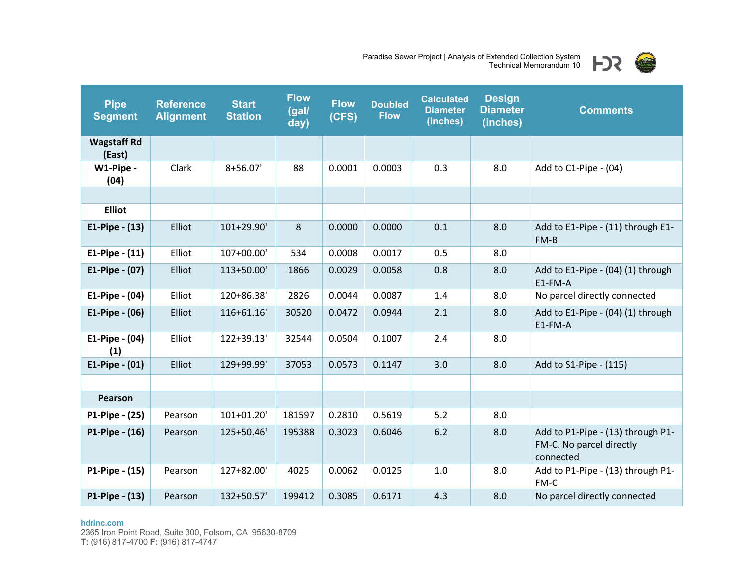| Pipe Segment | Reference Alignment | Start Station | Flow (gal/ day) | Flow (CFS) | Doubled Flow | Calculated Diameter (inches) | Design Diameter (inches) | Comments |
|---|---|---|---|---|---|---|---|---|
| **Wagstaff Rd (East)** | | | | | | | | |
| **W1-Pipe - (04)** | Clark | 8+56.07' | 88 | 0.0001 | 0.0003 | 0.3 | 8.0 | Add to C1-Pipe - (04) |
| | | | | | | | | |
| **Elliot** | | | | | | | | |
| **E1-Pipe - (13)** | Elliot | 101+29.90' | 8 | 0.0000 | 0.0000 | 0.1 | 8.0 | Add to E1-Pipe - (11) through E1-FM-B |
| **E1-Pipe - (11)** | Elliot | 107+00.00' | 534 | 0.0008 | 0.0017 | 0.5 | 8.0 | |
| **E1-Pipe - (07)** | Elliot | 113+50.00' | 1866 | 0.0029 | 0.0058 | 0.8 | 8.0 | Add to E1-Pipe - (04) (1) through E1-FM-A |
| **E1-Pipe - (04)** | Elliot | 120+86.38' | 2826 | 0.0044 | 0.0087 | 1.4 | 8.0 | No parcel directly connected |
| **E1-Pipe - (06)** | Elliot | 116+61.16' | 30520 | 0.0472 | 0.0944 | 2.1 | 8.0 | Add to E1-Pipe - (04) (1) through E1-FM-A |
| **E1-Pipe - (04) (1)** | Elliot | 122+39.13' | 32544 | 0.0504 | 0.1007 | 2.4 | 8.0 | |
| **E1-Pipe - (01)** | Elliot | 129+99.99' | 37053 | 0.0573 | 0.1147 | 3.0 | 8.0 | Add to S1-Pipe - (115) |
| | | | | | | | | |
| **Pearson** | | | | | | | | |
| **P1-Pipe - (25)** | Pearson | 101+01.20' | 181597 | 0.2810 | 0.5619 | 5.2 | 8.0 | |
| **P1-Pipe - (16)** | Pearson | 125+50.46' | 195388 | 0.3023 | 0.6046 | 6.2 | 8.0 | Add to P1-Pipe - (13) through P1-FM-C. No parcel directly connected |
| **P1-Pipe - (15)** | Pearson | 127+82.00' | 4025 | 0.0062 | 0.0125 | 1.0 | 8.0 | Add to P1-Pipe - (13) through P1-FM-C |
| **P1-Pipe - (13)** | Pearson | 132+50.57' | 199412 | 0.3085 | 0.6171 | 4.3 | 8.0 | No parcel directly connected |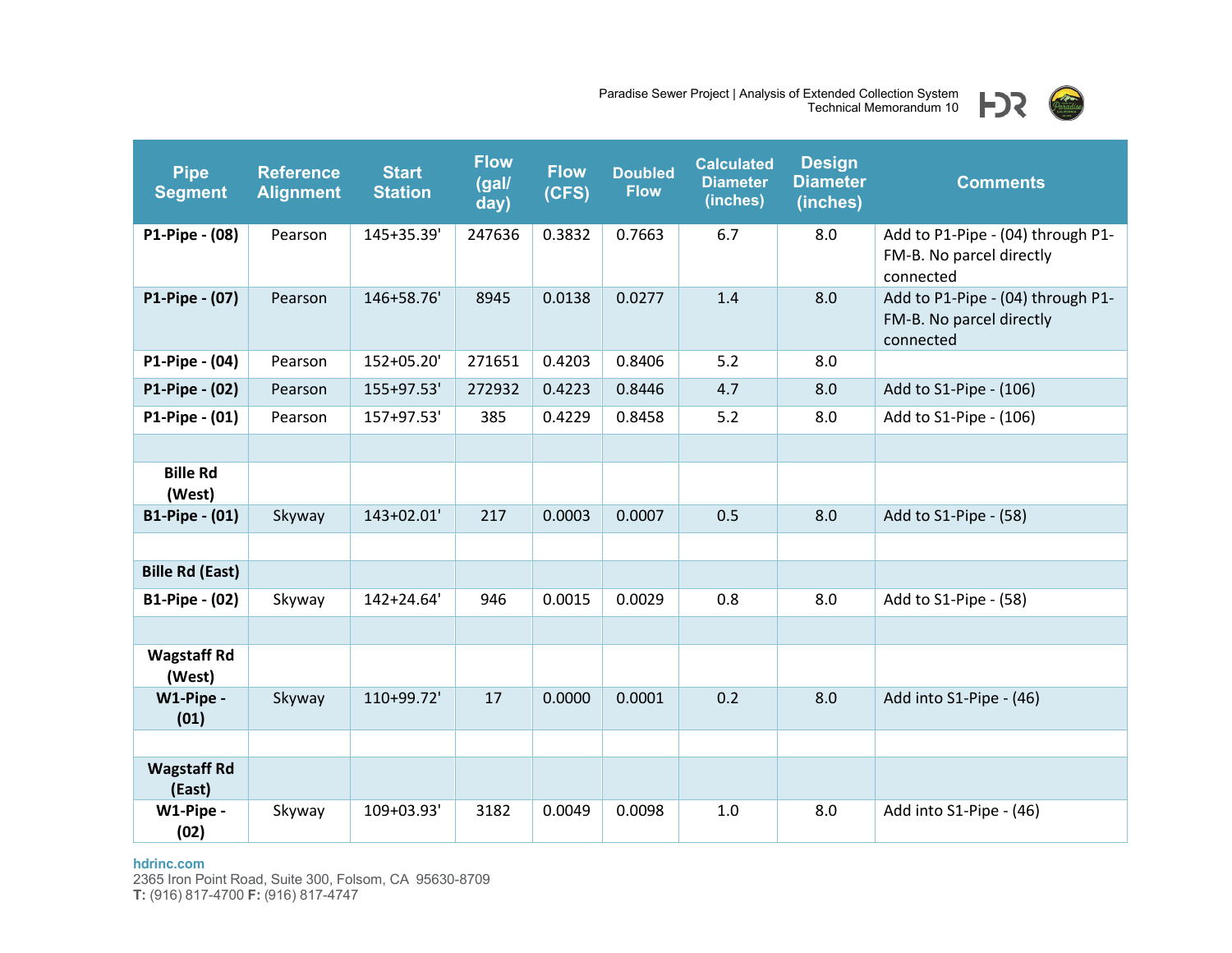| Pipe Segment | Reference Alignment | Start Station | Flow (gal/ day) | Flow (CFS) | Doubled Flow | Calculated Diameter (inches) | Design Diameter (inches) | Comments |
|---|---|---|---|---|---|---|---|---|
| **P1-Pipe - (08)** | Pearson | 145+35.39' | 247636 | 0.3832 | 0.7663 | 6.7 | 8.0 | Add to P1-Pipe - (04) through P1-FM-B. No parcel directly connected |
| **P1-Pipe - (07)** | Pearson | 146+58.76' | 8945 | 0.0138 | 0.0277 | 1.4 | 8.0 | Add to P1-Pipe - (04) through P1-FM-B. No parcel directly connected |
| **P1-Pipe - (04)** | Pearson | 152+05.20' | 271651 | 0.4203 | 0.8406 | 5.2 | 8.0 | |
| **P1-Pipe - (02)** | Pearson | 155+97.53' | 272932 | 0.4223 | 0.8446 | 4.7 | 8.0 | Add to S1-Pipe - (106) |
| **P1-Pipe - (01)** | Pearson | 157+97.53' | 385 | 0.4229 | 0.8458 | 5.2 | 8.0 | Add to S1-Pipe - (106) |
| | | | | | | | | |
| **Bille Rd (West)** | | | | | | | | |
| **B1-Pipe - (01)** | Skyway | 143+02.01' | 217 | 0.0003 | 0.0007 | 0.5 | 8.0 | Add to S1-Pipe - (58) |
| | | | | | | | | |
| **Bille Rd (East)** | | | | | | | | |
| **B1-Pipe - (02)** | Skyway | 142+24.64' | 946 | 0.0015 | 0.0029 | 0.8 | 8.0 | Add to S1-Pipe - (58) |
| | | | | | | | | |
| **Wagstaff Rd (West)** | | | | | | | | |
| **W1-Pipe - (01)** | Skyway | 110+99.72' | 17 | 0.0000 | 0.0001 | 0.2 | 8.0 | Add into S1-Pipe - (46) |
| | | | | | | | | |
| **Wagstaff Rd (East)** | | | | | | | | |
| **W1-Pipe - (02)** | Skyway | 109+03.93' | 3182 | 0.0049 | 0.0098 | 1.0 | 8.0 | Add into S1-Pipe - (46) |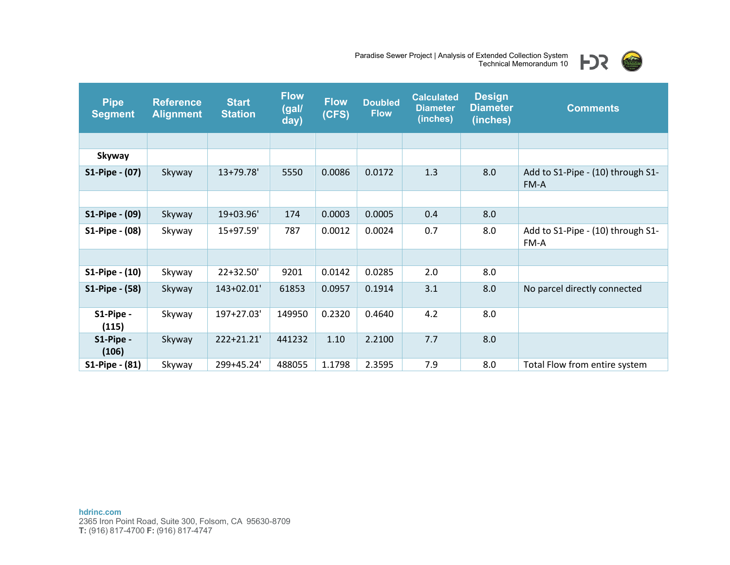| Pipe Segment | Reference Alignment | Start Station | Flow (gal/ day) | Flow (CFS) | Doubled Flow | Calculated Diameter (inches) | Design Diameter (inches) | Comments |
|---|---|---|---|---|---|---|---|---|
| | | | | | | | | |
| **Skyway** | | | | | | | | |
| **S1-Pipe - (07)** | Skyway | 13+79.78' | 5550 | 0.0086 | 0.0172 | 1.3 | 8.0 | Add to S1-Pipe - (10) through S1-FM-A |
| | | | | | | | | |
| **S1-Pipe - (09)** | Skyway | 19+03.96' | 174 | 0.0003 | 0.0005 | 0.4 | 8.0 | |
| **S1-Pipe - (08)** | Skyway | 15+97.59' | 787 | 0.0012 | 0.0024 | 0.7 | 8.0 | Add to S1-Pipe - (10) through S1-FM-A |
| | | | | | | | | |
| **S1-Pipe - (10)** | Skyway | 22+32.50' | 9201 | 0.0142 | 0.0285 | 2.0 | 8.0 | |
| **S1-Pipe - (58)** | Skyway | 143+02.01' | 61853 | 0.0957 | 0.1914 | 3.1 | 8.0 | No parcel directly connected |
| **S1-Pipe - (115)** | Skyway | 197+27.03' | 149950 | 0.2320 | 0.4640 | 4.2 | 8.0 | |
| **S1-Pipe - (106)** | Skyway | 222+21.21' | 441232 | 1.10 | 2.2100 | 7.7 | 8.0 | |
| **S1-Pipe - (81)** | Skyway | 299+45.24' | 488055 | 1.1798 | 2.3595 | 7.9 | 8.0 | Total Flow from entire system |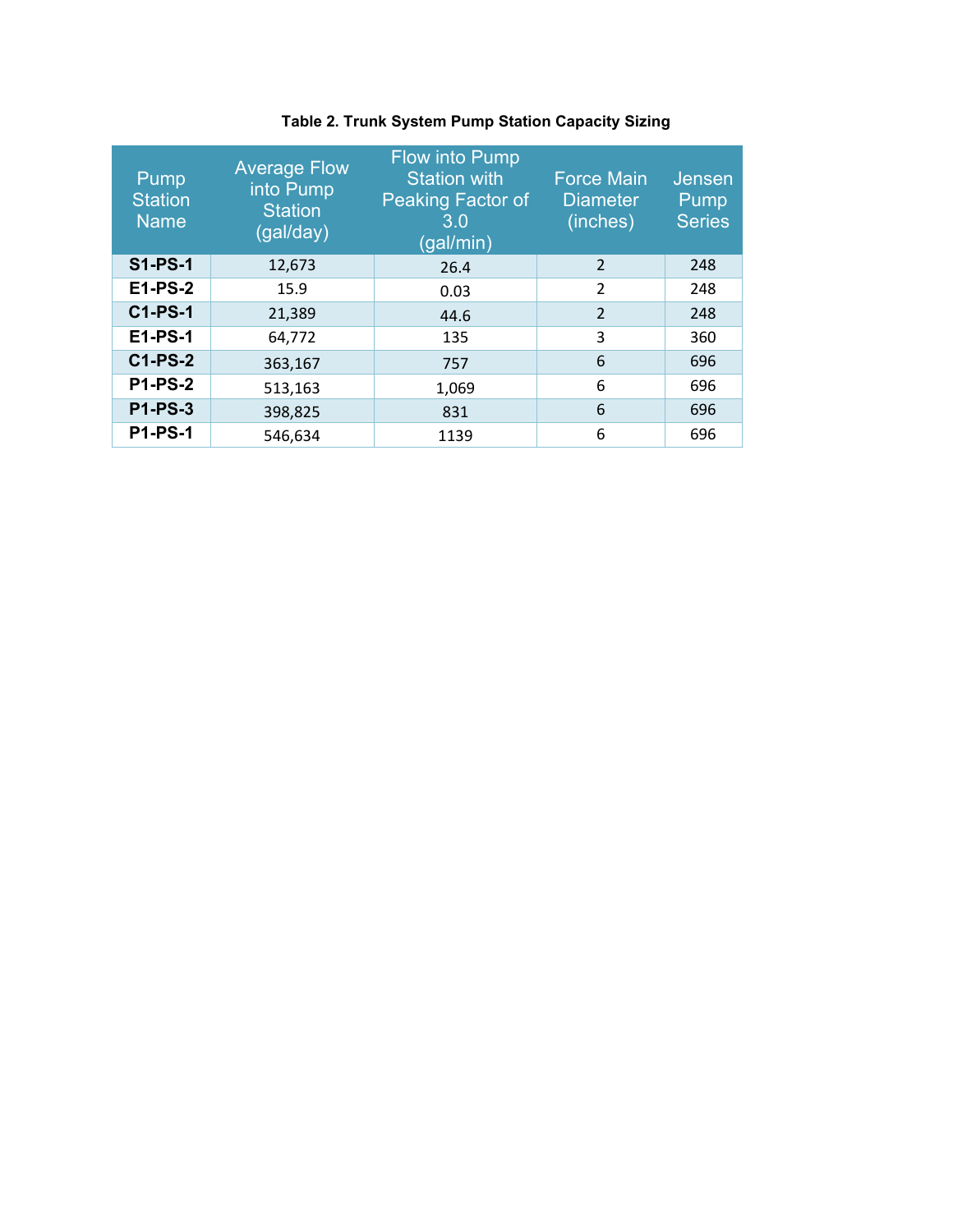**Table 2. Trunk System Pump Station Capacity Sizing**

| Pump Station Name | Average Flow into Pump Station (gal/day) | Flow into Pump Station with Peaking Factor of 3.0 (gal/min) | Force Main Diameter (inches) | Jensen Pump Series |
|---|---|---|---|---|
| **S1-PS-1** | 12,673 | 26.4 | 2 | 248 |
| **E1-PS-2** | 15.9 | 0.03 | 2 | 248 |
| **C1-PS-1** | 21,389 | 44.6 | 2 | 248 |
| **E1-PS-1** | 64,772 | 135 | 3 | 360 |
| **C1-PS-2** | 363,167 | 757 | 6 | 696 |
| **P1-PS-2** | 513,163 | 1,069 | 6 | 696 |
| **P1-PS-3** | 398,825 | 831 | 6 | 696 |
| **P1-PS-1** | 546,634 | 1139 | 6 | 696 |